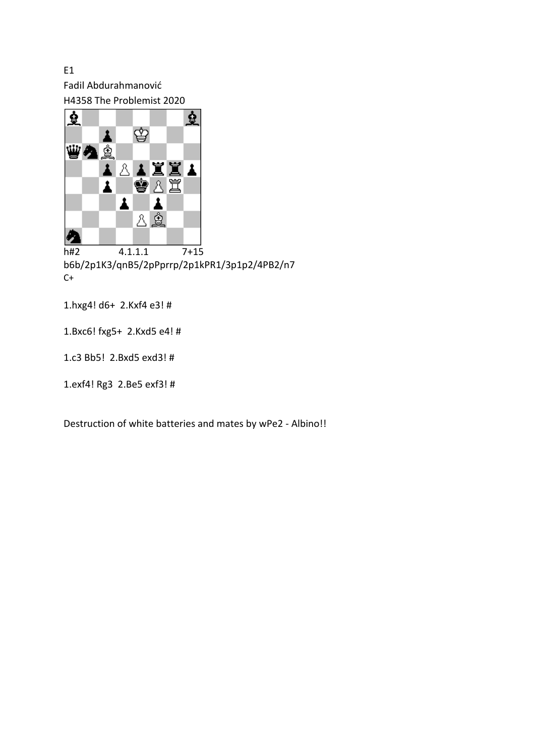E1

Fadil Abdurahmanović

H4358 The Problemist 2020

h#2 4.1.1.1 7+15

b6b/2p1K3/qnB5/2pPprrp/2p1kPR1/3p1p2/4PB2/n7

C+

1.hxg4! d6+ 2.Kxf4 e3! #

1.Bxc6! fxg5+ 2.Kxd5 e4! #

1.c3 Bb5! 2.Bxd5 exd3! #

1.exf4! Rg3 2.Be5 exf3! #

Destruction of white batteries and mates by wPe2 - Albino!!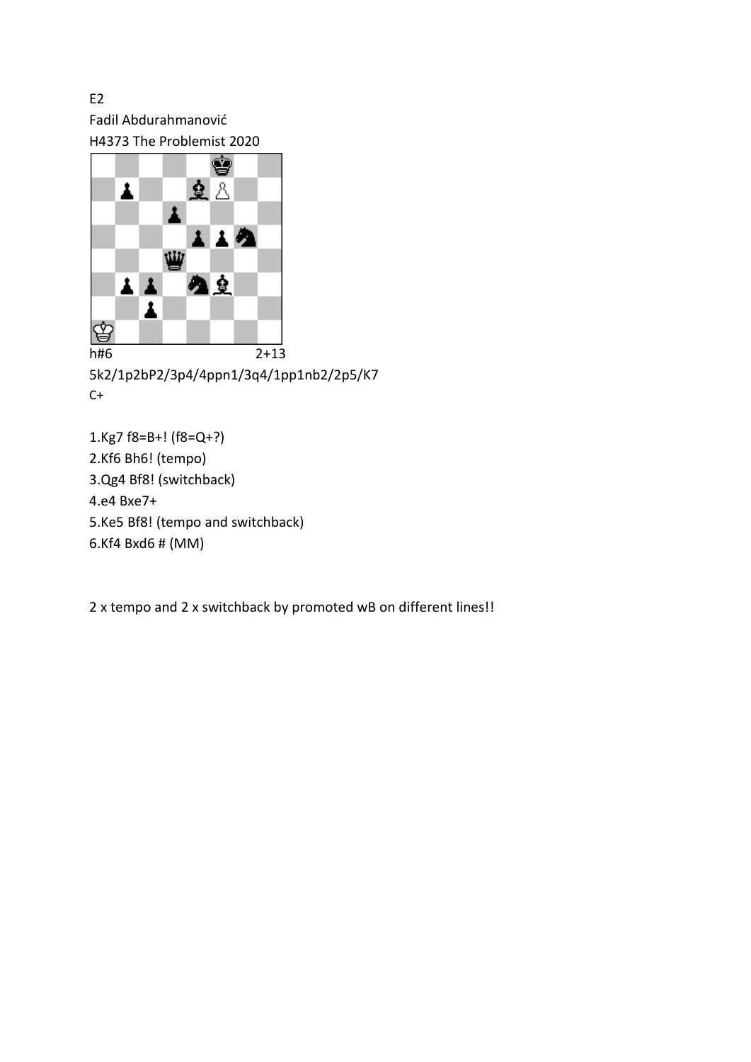E2

Fadil Abdurahmanović

H4373 The Problemist 2020

h#6 2+13

5k2/1p2bP2/3p4/4ppn1/3q4/1pp1nb2/2p5/K7

C+

1.Kg7 f8=B+! (f8=Q+?)

2.Kf6 Bh6! (tempo)

3.Qg4 Bf8! (switchback)

4.e4 Bxe7+

5.Ke5 Bf8! (tempo and switchback)

6.Kf4 Bxd6 # (MM)

2 x tempo and 2 x switchback by promoted wB on different lines!!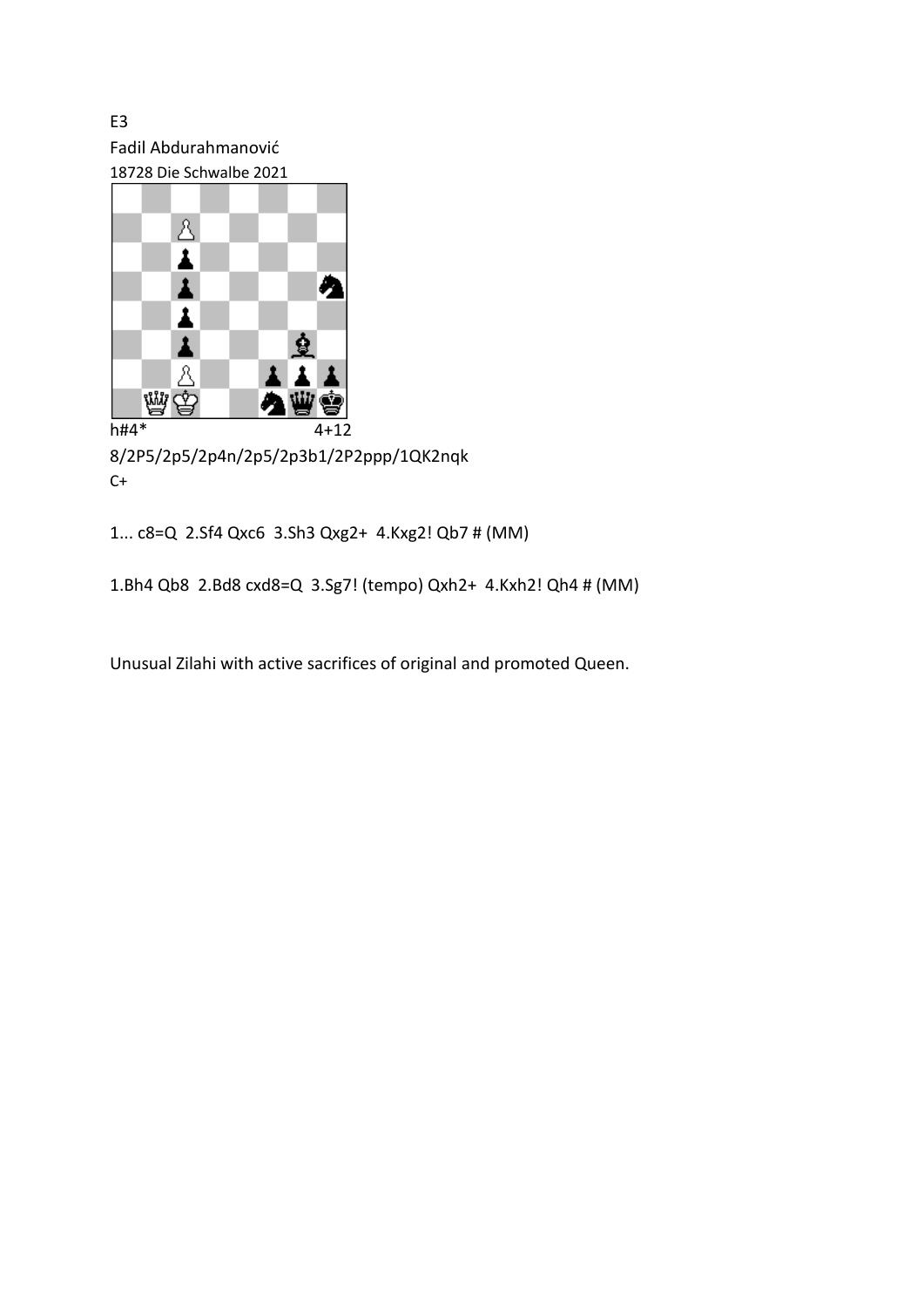E3

Fadil Abdurahmanović

18728 Die Schwalbe 2021

h#4* 4+12

8/2P5/2p5/2p4n/2p5/2p3b1/2P2ppp/1QK2nqk

C+

1... c8=Q 2.Sf4 Qxc6 3.Sh3 Qxg2+ 4.Kxg2! Qb7 # (MM)

1.Bh4 Qb8 2.Bd8 cxd8=Q 3.Sg7! (tempo) Qxh2+ 4.Kxh2! Qh4 # (MM)

Unusual Zilahi with active sacrifices of original and promoted Queen.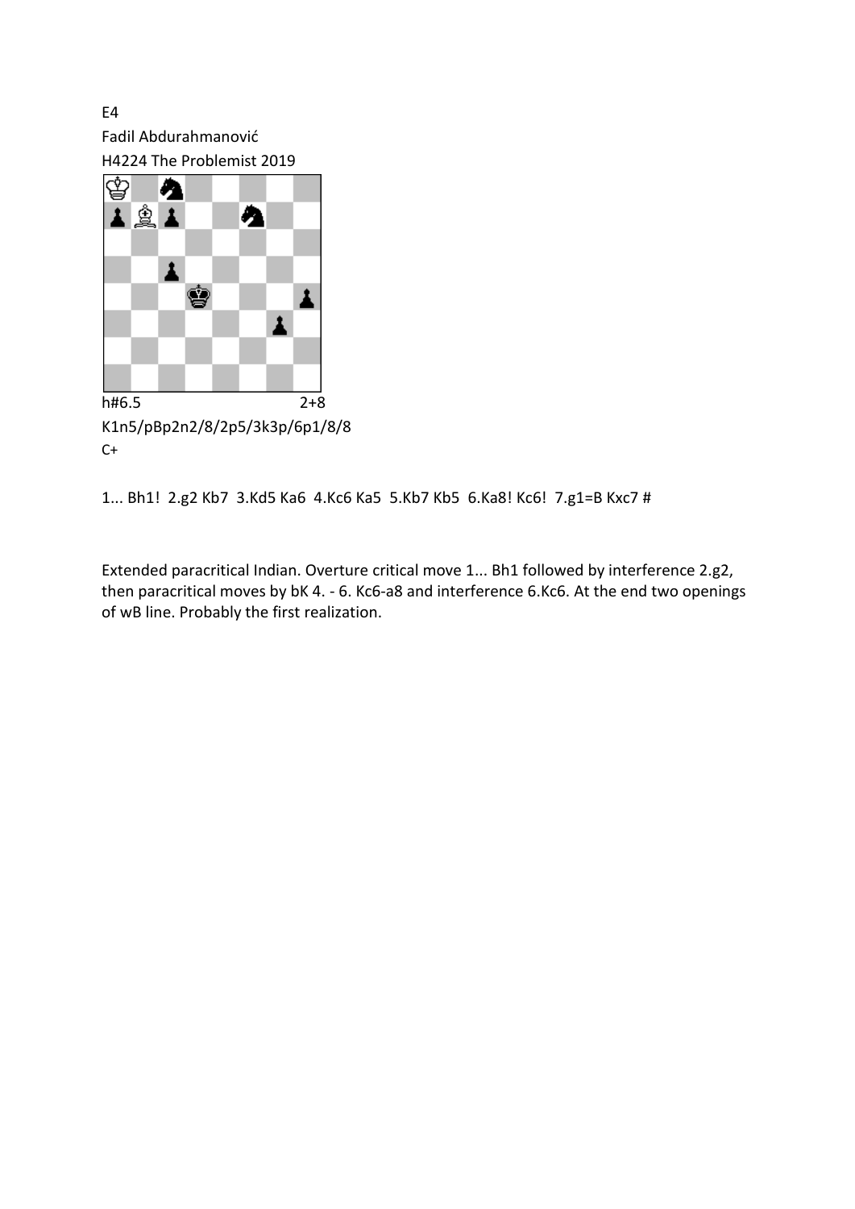E4

Fadil Abdurahmanović

H4224 The Problemist 2019

h#6.5 2+8

K1n5/pBp2n2/8/2p5/3k3p/6p1/8/8

C+

1... Bh1! 2.g2 Kb7 3.Kd5 Ka6 4.Kc6 Ka5 5.Kb7 Kb5 6.Ka8! Kc6! 7.g1=B Kxc7 #

Extended paracritical Indian. Overture critical move 1... Bh1 followed by interference 2.g2, then paracritical moves by bK 4. - 6. Kc6-a8 and interference 6.Kc6. At the end two openings of wB line. Probably the first realization.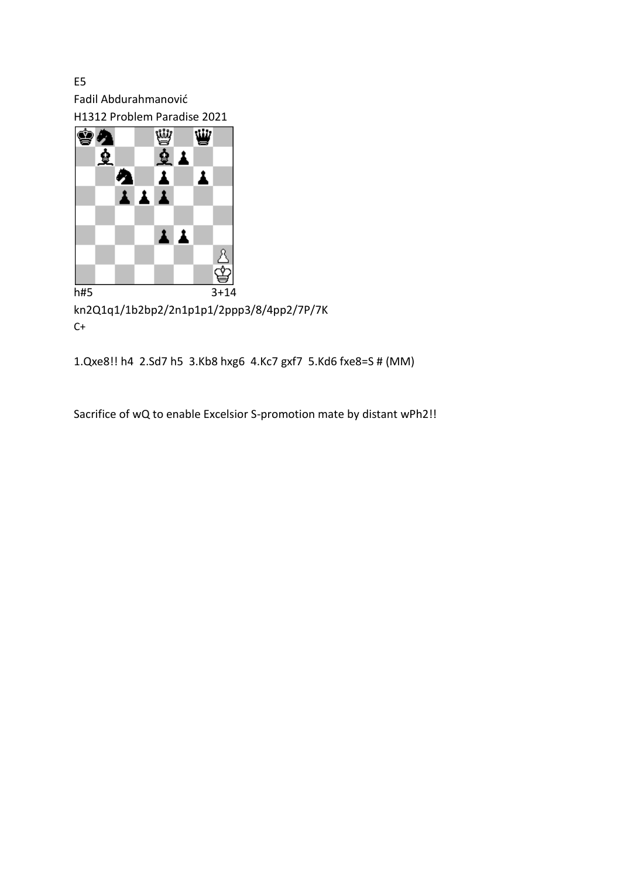E5

Fadil Abdurahmanović

H1312 Problem Paradise 2021

h#5 3+14

kn2Q1q1/1b2bp2/2n1p1p1/2ppp3/8/4pp2/7P/7K

C+

1.Qxe8!! h4 2.Sd7 h5 3.Kb8 hxg6 4.Kc7 gxf7 5.Kd6 fxe8=S # (MM)

Sacrifice of wQ to enable Excelsior S-promotion mate by distant wPh2!!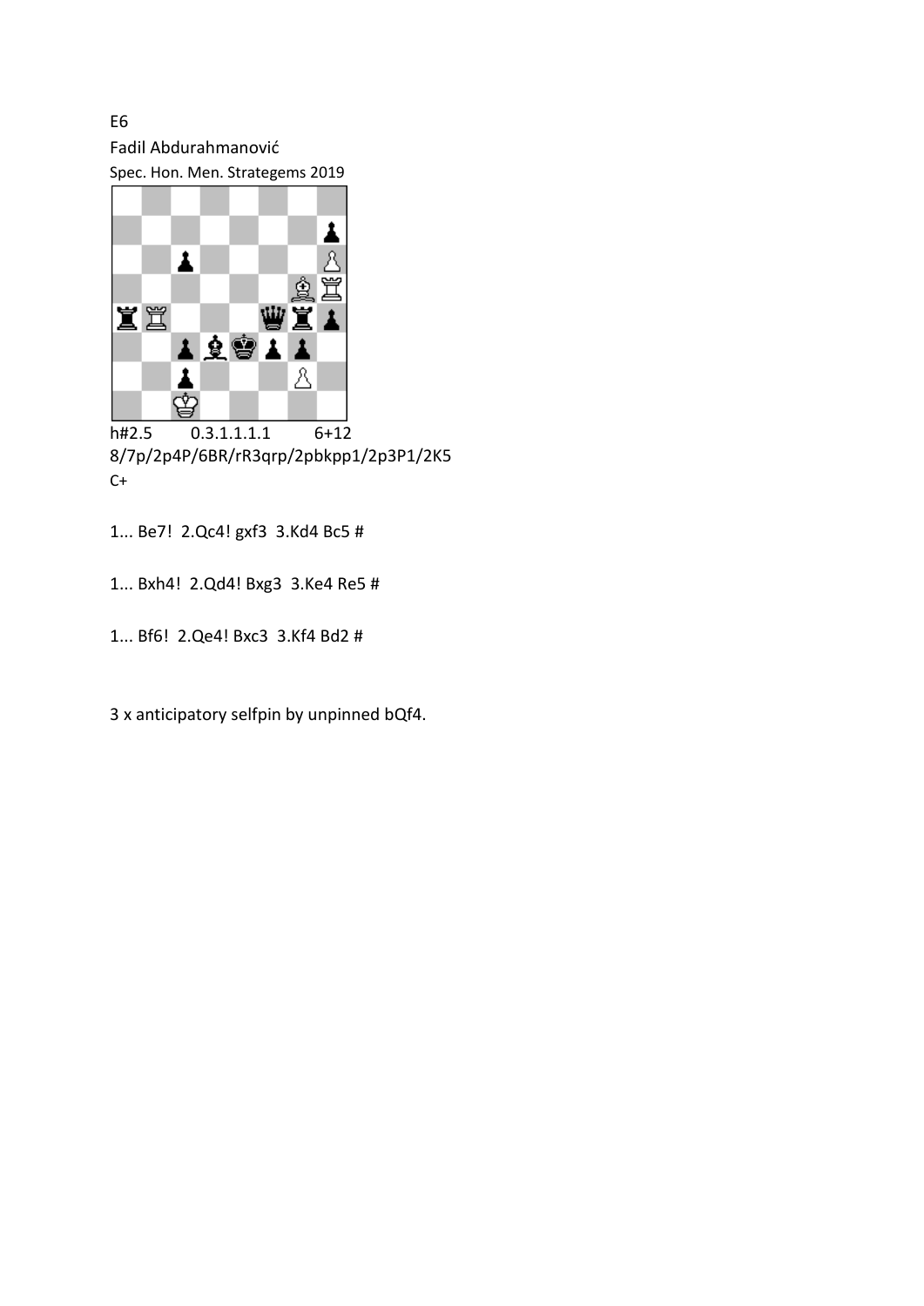E6

Fadil Abdurahmanović

Spec. Hon. Men. Strategems 2019

h#2.5 0.3.1.1.1.1 6+12

8/7p/2p4P/6BR/rR3qrp/2pbkpp1/2p3P1/2K5

C+

1... Be7! 2.Qc4! gxf3 3.Kd4 Bc5 #

1... Bxh4! 2.Qd4! Bxg3 3.Ke4 Re5 #

1... Bf6! 2.Qe4! Bxc3 3.Kf4 Bd2 #

3 x anticipatory selfpin by unpinned bQf4.